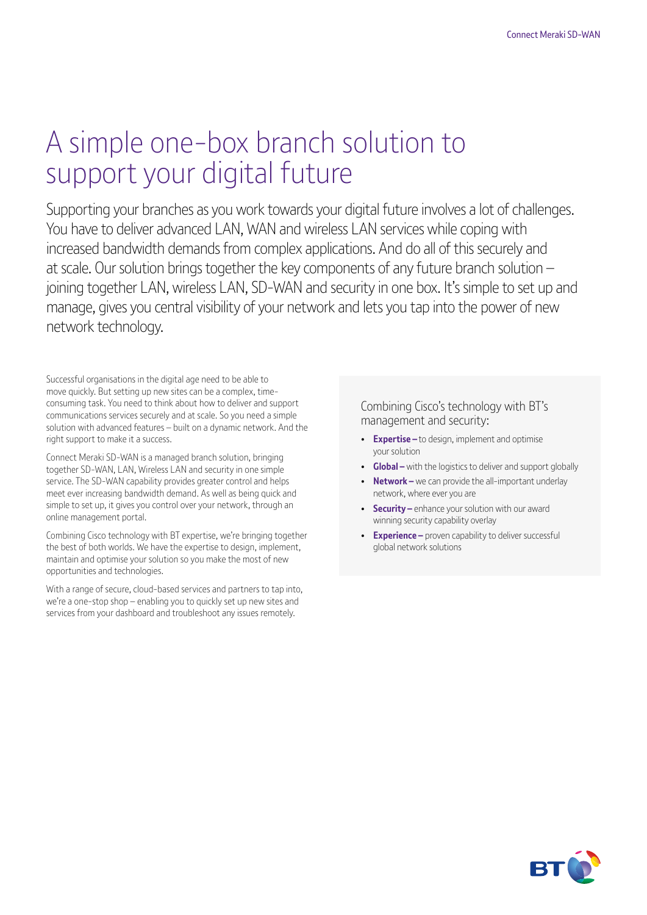# A simple one-box branch solution to support your digital future

Supporting your branches as you work towards your digital future involves a lot of challenges. You have to deliver advanced LAN, WAN and wireless LAN services while coping with increased bandwidth demands from complex applications. And do all of this securely and at scale. Our solution brings together the key components of any future branch solution – joining together LAN, wireless LAN, SD-WAN and security in one box. It's simple to set up and manage, gives you central visibility of your network and lets you tap into the power of new network technology.

Successful organisations in the digital age need to be able to move quickly. But setting up new sites can be a complex, time-consuming task. You need to think about how to deliver and support communications services securely and at scale. So you need a simple solution with advanced features – built on a dynamic network. And the right support to make it a success.

Connect Meraki SD-WAN is a managed branch solution, bringing together SD-WAN, LAN, Wireless LAN and security in one simple service. The SD-WAN capability provides greater control and helps meet ever increasing bandwidth demand. As well as being quick and simple to set up, it gives you control over your network, through an online management portal.

Combining Cisco technology with BT expertise, we're bringing together the best of both worlds. We have the expertise to design, implement, maintain and optimise your solution so you make the most of new opportunities and technologies.

With a range of secure, cloud-based services and partners to tap into, we're a one-stop shop – enabling you to quickly set up new sites and services from your dashboard and troubleshoot any issues remotely.

Combining Cisco's technology with BT's management and security:

- **Expertise –** to design, implement and optimise your solution
- **Global –** with the logistics to deliver and support globally
- **Network –** we can provide the all-important underlay network, where ever you are
- **Security –** enhance your solution with our award winning security capability overlay
- **Experience –** proven capability to deliver successful global network solutions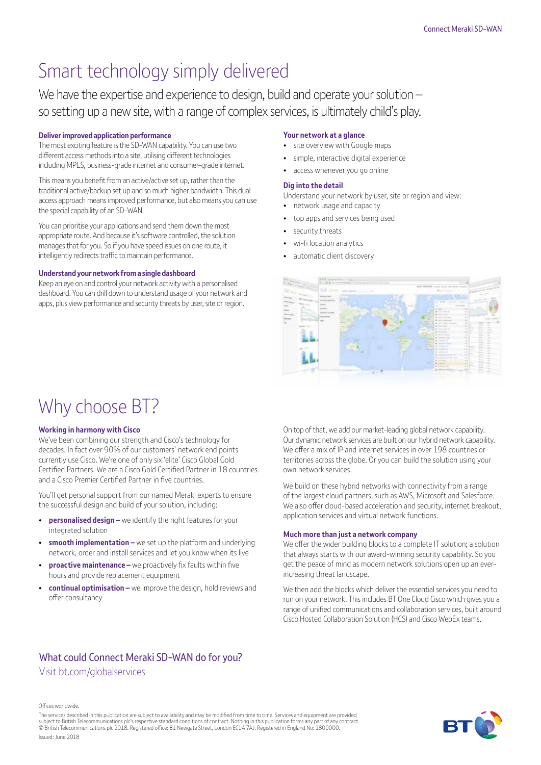# Smart technology simply delivered

We have the expertise and experience to design, build and operate your solution – so setting up a new site, with a range of complex services, is ultimately child's play.

### Deliver improved application performance

The most exciting feature is the SD-WAN capability. You can use two different access methods into a site, utilising different technologies including MPLS, business-grade internet and consumer-grade internet.

This means you benefit from an active/active set up, rather than the traditional active/backup set up and so much higher bandwidth. This dual access approach means improved performance, but also means you can use the special capability of an SD-WAN.

You can prioritise your applications and send them down the most appropriate route. And because it's software controlled, the solution manages that for you. So if you have speed issues on one route, it intelligently redirects traffic to maintain performance.

### Understand your network from a single dashboard

Keep an eye on and control your network activity with a personalised dashboard. You can drill down to understand usage of your network and apps, plus view performance and security threats by user, site or region.

### Your network at a glance

- site overview with Google maps
- simple, interactive digital experience
- access whenever you go online

### Dig into the detail

Understand your network by user, site or region and view:

- network usage and capacity
- top apps and services being used
- security threats
- wi-fi location analytics
- automatic client discovery

# Why choose BT?

### Working in harmony with Cisco

We've been combining our strength and Cisco's technology for decades. In fact over 90% of our customers' network end points currently use Cisco. We're one of only six 'elite' Cisco Global Gold Certified Partners. We are a Cisco Gold Certified Partner in 18 countries and a Cisco Premier Certified Partner in five countries.

You'll get personal support from our named Meraki experts to ensure the successful design and build of your solution, including:

- **personalised design –** we identify the right features for your integrated solution
- **smooth implementation –** we set up the platform and underlying network, order and install services and let you know when its live
- **proactive maintenance –** we proactively fix faults within five hours and provide replacement equipment
- **continual optimisation –** we improve the design, hold reviews and offer consultancy

On top of that, we add our market-leading global network capability. Our dynamic network services are built on our hybrid network capability. We offer a mix of IP and internet services in over 198 countries or territories across the globe. Or you can build the solution using your own network services.

We build on these hybrid networks with connectivity from a range of the largest cloud partners, such as AWS, Microsoft and Salesforce. We also offer cloud-based acceleration and security, internet breakout, application services and virtual network functions.

### Much more than just a network company

We offer the wider building blocks to a complete IT solution; a solution that always starts with our award-winning security capability. So you get the peace of mind as modern network solutions open up an ever-increasing threat landscape.

We then add the blocks which deliver the essential services you need to run on your network. This includes BT One Cloud Cisco which gives you a range of unified communications and collaboration services, built around Cisco Hosted Collaboration Solution (HCS) and Cisco WebEx teams.

## What could Connect Meraki SD-WAN do for you?

Visit bt.com/globalservices

Offices worldwide.

The services described in this publication are subject to availability and may be modified from time to time. Services and equipment are provided subject to British Telecommunications plc's respective standard conditions of contract. Nothing in this publication forms any part of any contract.
© British Telecommunications plc 2018. Registered office: 81 Newgate Street, London EC1A 7AJ. Registered in England No: 1800000.

Issued: June 2018